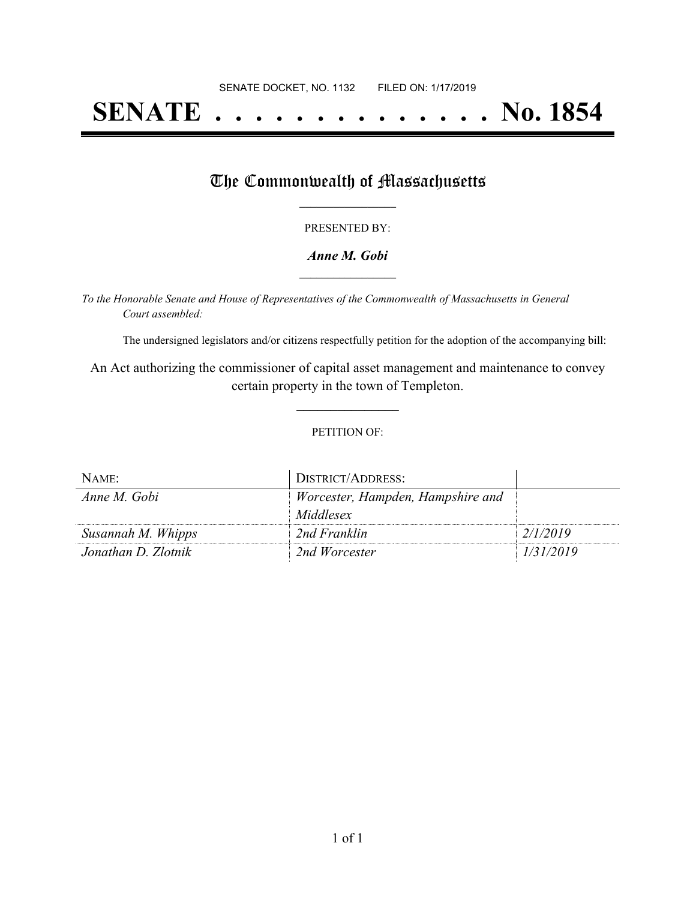SENATE DOCKET, NO. 1132        FILED ON: 1/17/2019

# SENATE . . . . . . . . . . . . . . No. 1854

## The Commonwealth of Massachusetts

PRESENTED BY:

***Anne M. Gobi***

*To the Honorable Senate and House of Representatives of the Commonwealth of Massachusetts in General Court assembled:*

The undersigned legislators and/or citizens respectfully petition for the adoption of the accompanying bill:

An Act authorizing the commissioner of capital asset management and maintenance to convey certain property in the town of Templeton.

PETITION OF:

| NAME: | DISTRICT/ADDRESS: | |
|---|---|---|
| *Anne M. Gobi* | *Worcester, Hampden, Hampshire and Middlesex* | |
| *Susannah M. Whipps* | *2nd Franklin* | *2/1/2019* |
| *Jonathan D. Zlotnik* | *2nd Worcester* | *1/31/2019* |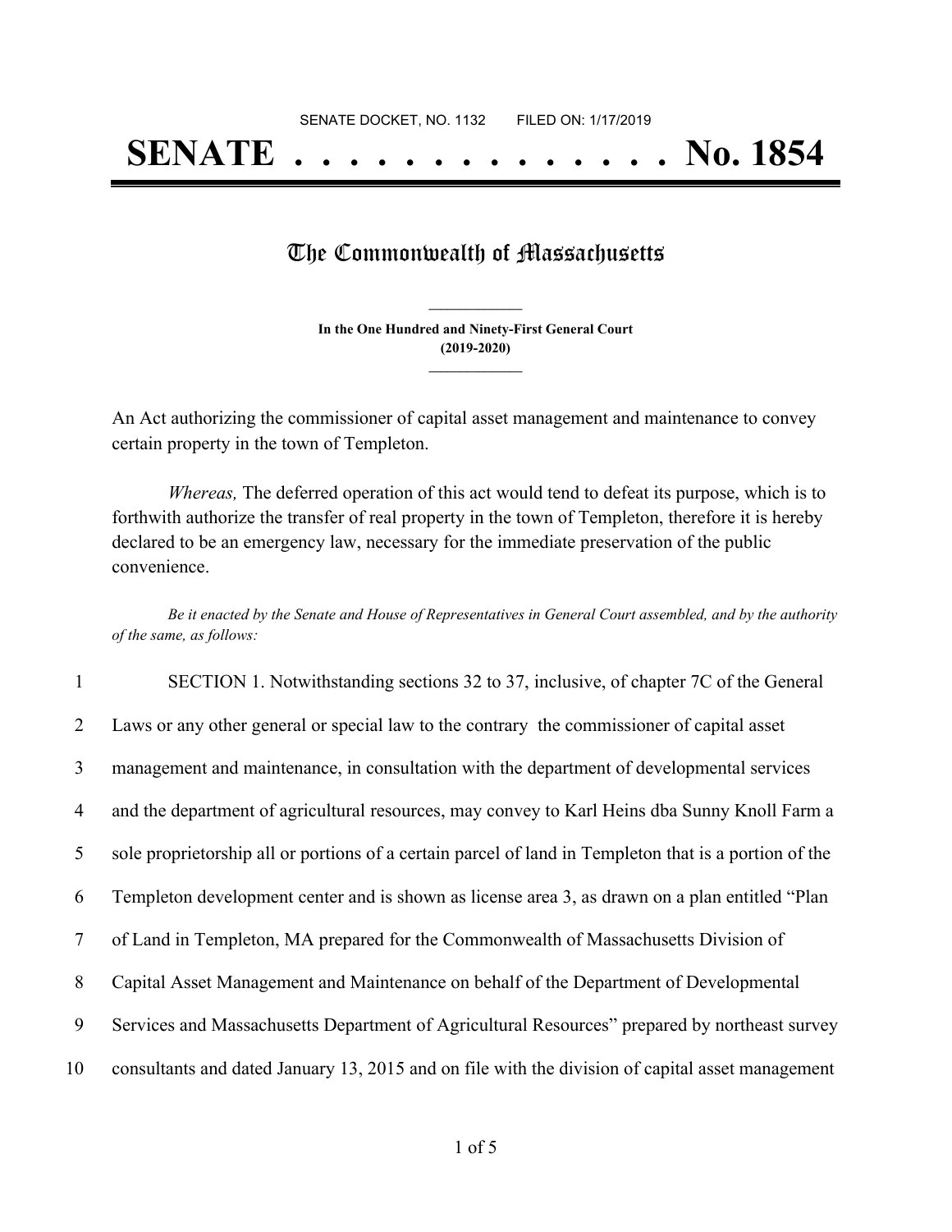SENATE DOCKET, NO. 1132        FILED ON: 1/17/2019

# SENATE . . . . . . . . . . . . . . No. 1854

## The Commonwealth of Massachusetts

**In the One Hundred and Ninety-First General Court**
**(2019-2020)**

An Act authorizing the commissioner of capital asset management and maintenance to convey certain property in the town of Templeton.

*Whereas,* The deferred operation of this act would tend to defeat its purpose, which is to forthwith authorize the transfer of real property in the town of Templeton, therefore it is hereby declared to be an emergency law, necessary for the immediate preservation of the public convenience.

*Be it enacted by the Senate and House of Representatives in General Court assembled, and by the authority of the same, as follows:*

1 SECTION 1. Notwithstanding sections 32 to 37, inclusive, of chapter 7C of the General
2 Laws or any other general or special law to the contrary the commissioner of capital asset
3 management and maintenance, in consultation with the department of developmental services
4 and the department of agricultural resources, may convey to Karl Heins dba Sunny Knoll Farm a
5 sole proprietorship all or portions of a certain parcel of land in Templeton that is a portion of the
6 Templeton development center and is shown as license area 3, as drawn on a plan entitled "Plan
7 of Land in Templeton, MA prepared for the Commonwealth of Massachusetts Division of
8 Capital Asset Management and Maintenance on behalf of the Department of Developmental
9 Services and Massachusetts Department of Agricultural Resources" prepared by northeast survey
10 consultants and dated January 13, 2015 and on file with the division of capital asset management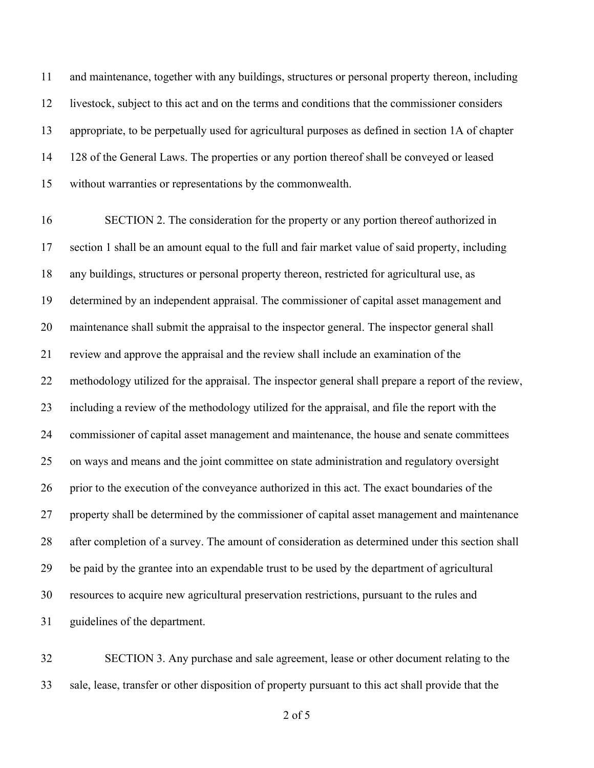and maintenance, together with any buildings, structures or personal property thereon, including livestock, subject to this act and on the terms and conditions that the commissioner considers appropriate, to be perpetually used for agricultural purposes as defined in section 1A of chapter 128 of the General Laws. The properties or any portion thereof shall be conveyed or leased without warranties or representations by the commonwealth.

SECTION 2. The consideration for the property or any portion thereof authorized in section 1 shall be an amount equal to the full and fair market value of said property, including any buildings, structures or personal property thereon, restricted for agricultural use, as determined by an independent appraisal. The commissioner of capital asset management and maintenance shall submit the appraisal to the inspector general. The inspector general shall review and approve the appraisal and the review shall include an examination of the methodology utilized for the appraisal. The inspector general shall prepare a report of the review, including a review of the methodology utilized for the appraisal, and file the report with the commissioner of capital asset management and maintenance, the house and senate committees on ways and means and the joint committee on state administration and regulatory oversight prior to the execution of the conveyance authorized in this act. The exact boundaries of the property shall be determined by the commissioner of capital asset management and maintenance after completion of a survey. The amount of consideration as determined under this section shall be paid by the grantee into an expendable trust to be used by the department of agricultural resources to acquire new agricultural preservation restrictions, pursuant to the rules and guidelines of the department.

SECTION 3. Any purchase and sale agreement, lease or other document relating to the sale, lease, transfer or other disposition of property pursuant to this act shall provide that the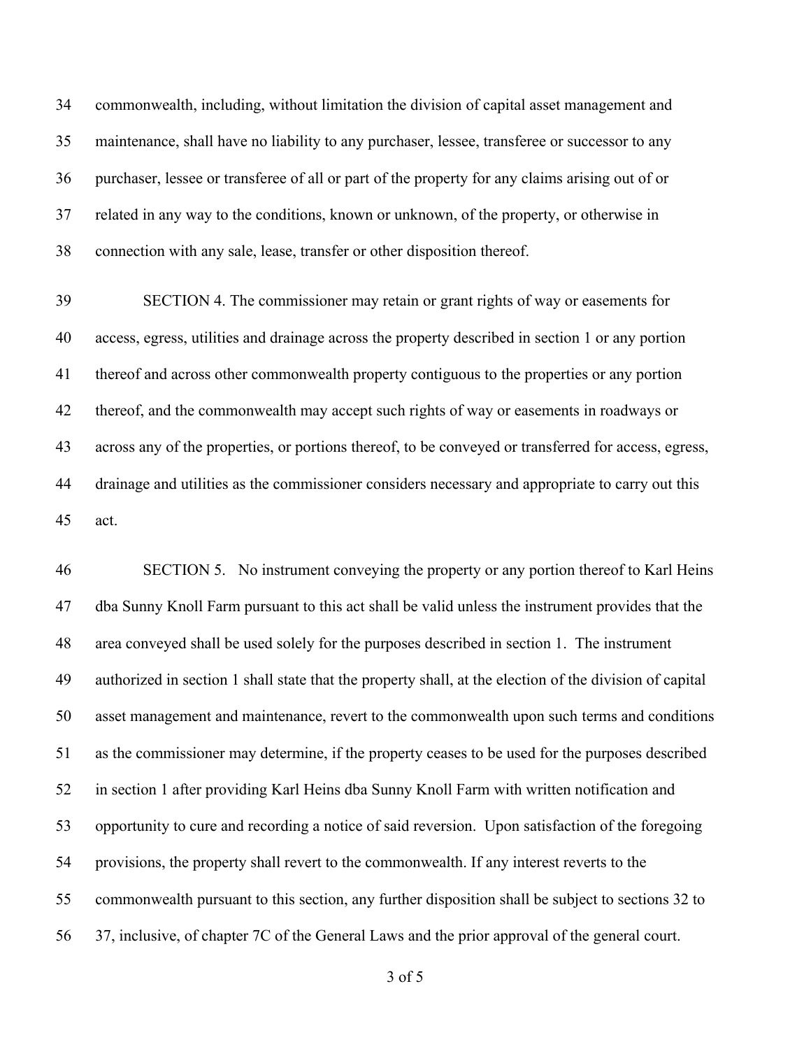commonwealth, including, without limitation the division of capital asset management and maintenance, shall have no liability to any purchaser, lessee, transferee or successor to any purchaser, lessee or transferee of all or part of the property for any claims arising out of or related in any way to the conditions, known or unknown, of the property, or otherwise in connection with any sale, lease, transfer or other disposition thereof.

SECTION 4. The commissioner may retain or grant rights of way or easements for access, egress, utilities and drainage across the property described in section 1 or any portion thereof and across other commonwealth property contiguous to the properties or any portion thereof, and the commonwealth may accept such rights of way or easements in roadways or across any of the properties, or portions thereof, to be conveyed or transferred for access, egress, drainage and utilities as the commissioner considers necessary and appropriate to carry out this act.

SECTION 5. No instrument conveying the property or any portion thereof to Karl Heins dba Sunny Knoll Farm pursuant to this act shall be valid unless the instrument provides that the area conveyed shall be used solely for the purposes described in section 1. The instrument authorized in section 1 shall state that the property shall, at the election of the division of capital asset management and maintenance, revert to the commonwealth upon such terms and conditions as the commissioner may determine, if the property ceases to be used for the purposes described in section 1 after providing Karl Heins dba Sunny Knoll Farm with written notification and opportunity to cure and recording a notice of said reversion. Upon satisfaction of the foregoing provisions, the property shall revert to the commonwealth. If any interest reverts to the commonwealth pursuant to this section, any further disposition shall be subject to sections 32 to 37, inclusive, of chapter 7C of the General Laws and the prior approval of the general court.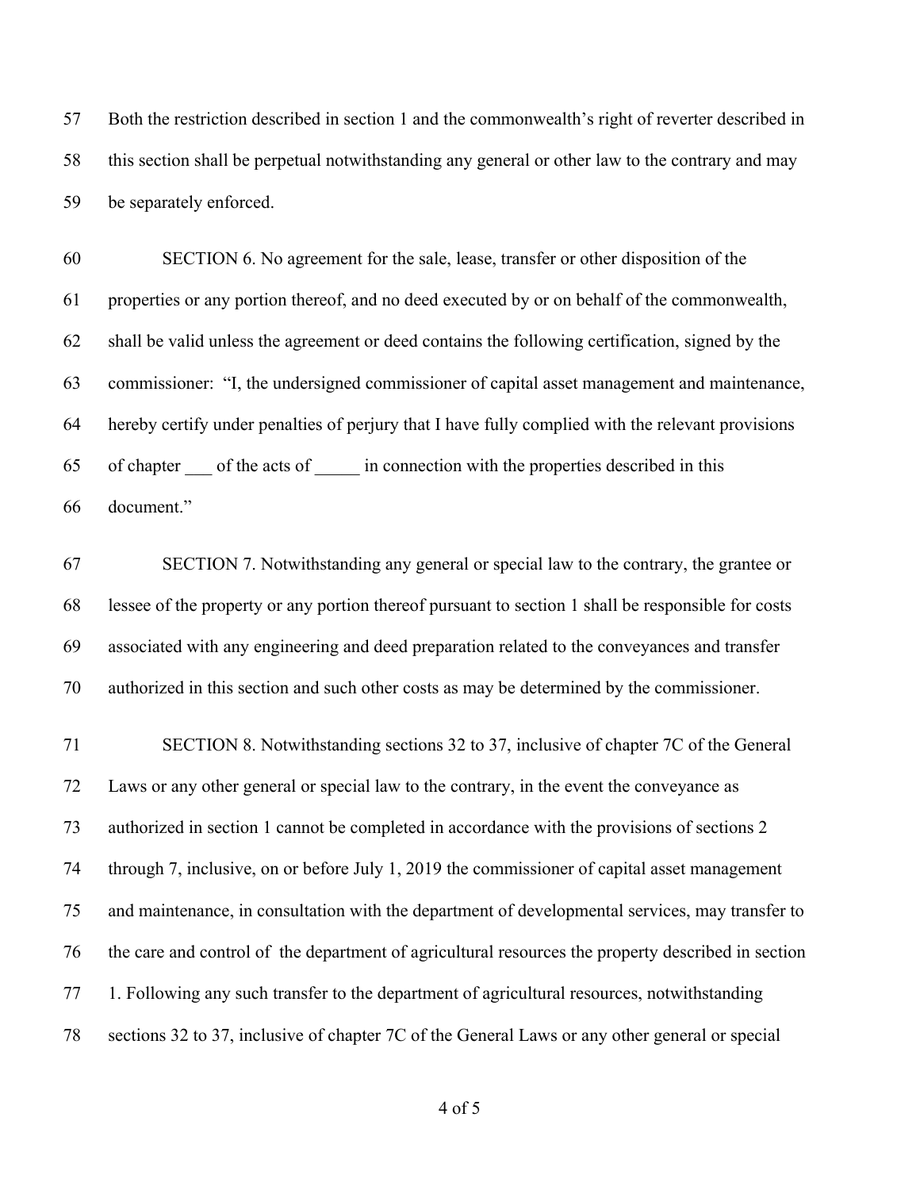Both the restriction described in section 1 and the commonwealth's right of reverter described in this section shall be perpetual notwithstanding any general or other law to the contrary and may be separately enforced.

SECTION 6. No agreement for the sale, lease, transfer or other disposition of the properties or any portion thereof, and no deed executed by or on behalf of the commonwealth, shall be valid unless the agreement or deed contains the following certification, signed by the commissioner: "I, the undersigned commissioner of capital asset management and maintenance, hereby certify under penalties of perjury that I have fully complied with the relevant provisions of chapter ___ of the acts of _____ in connection with the properties described in this document."

SECTION 7. Notwithstanding any general or special law to the contrary, the grantee or lessee of the property or any portion thereof pursuant to section 1 shall be responsible for costs associated with any engineering and deed preparation related to the conveyances and transfer authorized in this section and such other costs as may be determined by the commissioner.

SECTION 8. Notwithstanding sections 32 to 37, inclusive of chapter 7C of the General Laws or any other general or special law to the contrary, in the event the conveyance as authorized in section 1 cannot be completed in accordance with the provisions of sections 2 through 7, inclusive, on or before July 1, 2019 the commissioner of capital asset management and maintenance, in consultation with the department of developmental services, may transfer to the care and control of the department of agricultural resources the property described in section 1. Following any such transfer to the department of agricultural resources, notwithstanding sections 32 to 37, inclusive of chapter 7C of the General Laws or any other general or special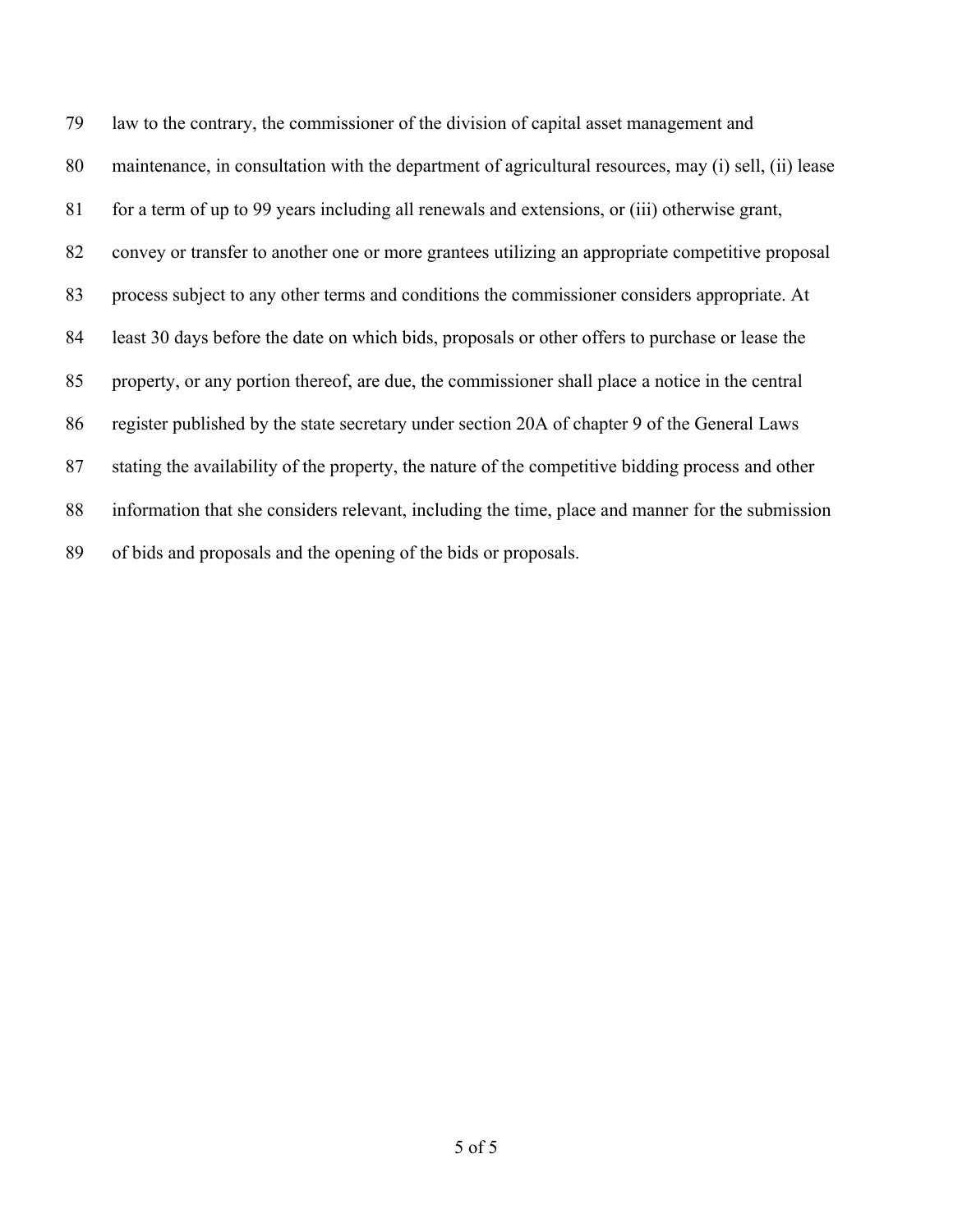law to the contrary, the commissioner of the division of capital asset management and maintenance, in consultation with the department of agricultural resources, may (i) sell, (ii) lease for a term of up to 99 years including all renewals and extensions, or (iii) otherwise grant, convey or transfer to another one or more grantees utilizing an appropriate competitive proposal process subject to any other terms and conditions the commissioner considers appropriate. At least 30 days before the date on which bids, proposals or other offers to purchase or lease the property, or any portion thereof, are due, the commissioner shall place a notice in the central register published by the state secretary under section 20A of chapter 9 of the General Laws stating the availability of the property, the nature of the competitive bidding process and other information that she considers relevant, including the time, place and manner for the submission of bids and proposals and the opening of the bids or proposals.